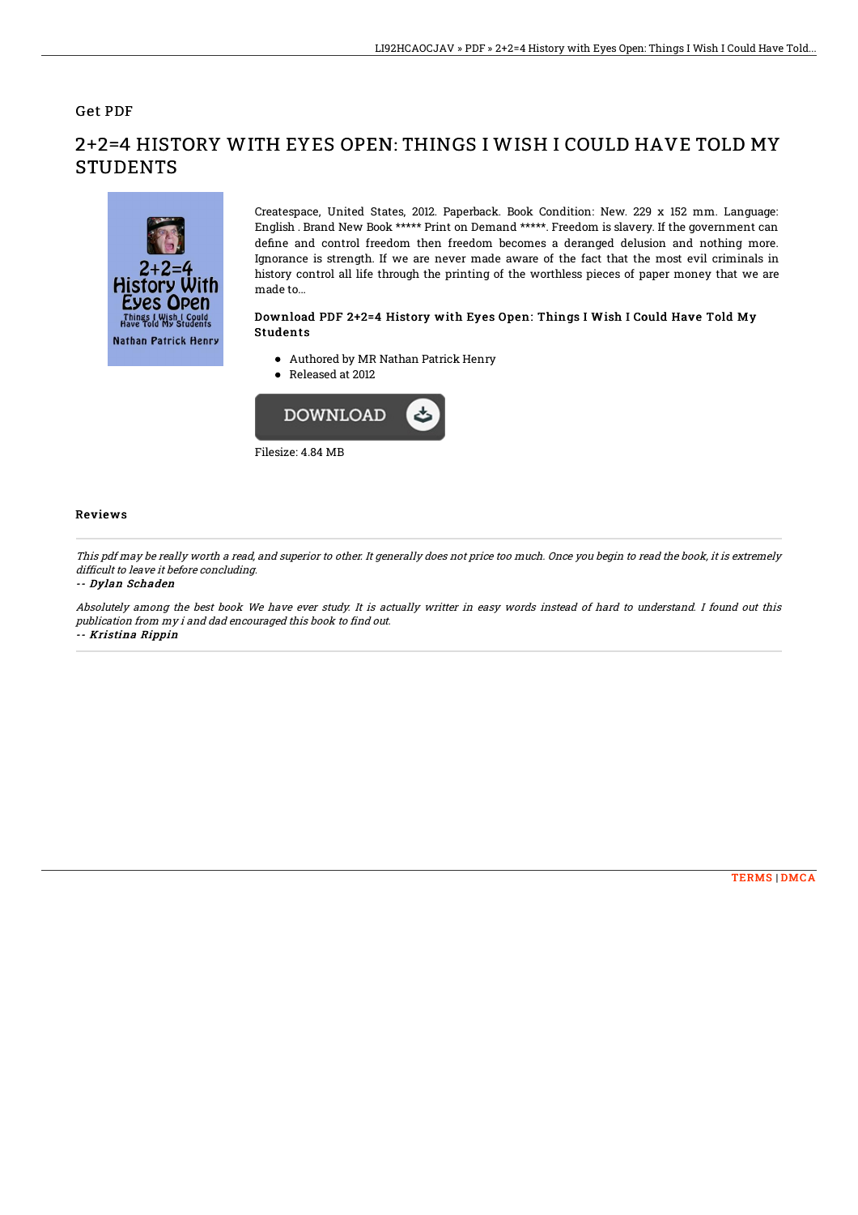Get PDF

# 2+2=4 HISTORY WITH EYES OPEN: THINGS I WISH I COULD HAVE TOLD MY STUDENTS

Createspace, United States, 2012. Paperback. Book Condition: New. 229 x 152 mm. Language: English . Brand New Book ***** Print on Demand *****. Freedom is slavery. If the government can define and control freedom then freedom becomes a deranged delusion and nothing more. Ignorance is strength. If we are never made aware of the fact that the most evil criminals in history control all life through the printing of the worthless pieces of paper money that we are made to...

### Download PDF 2+2=4 History with Eyes Open: Things I Wish I Could Have Told My Students

- Authored by MR Nathan Patrick Henry
- Released at 2012

DOWNLOAD

Filesize: 4.84 MB

## Reviews

*This pdf may be really worth a read, and superior to other. It generally does not price too much. Once you begin to read the book, it is extremely difficult to leave it before concluding.*

*-- Dylan Schaden*

*Absolutely among the best book We have ever study. It is actually writter in easy words instead of hard to understand. I found out this publication from my i and dad encouraged this book to find out.*

*-- Kristina Rippin*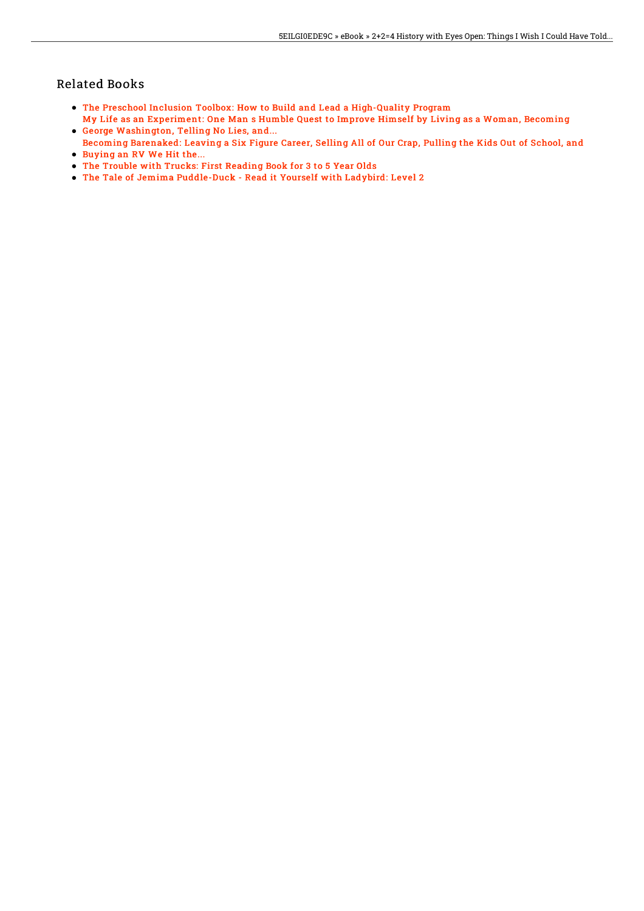## Related Books

- The Preschool Inclusion Toolbox: How to Build and Lead a High-Quality Program
- My Life as an Experiment: One Man s Humble Quest to Improve Himself by Living as a Woman, Becoming George Washington, Telling No Lies, and...
- Becoming Barenaked: Leaving a Six Figure Career, Selling All of Our Crap, Pulling the Kids Out of School, and Buying an RV We Hit the...
- The Trouble with Trucks: First Reading Book for 3 to 5 Year Olds
- The Tale of Jemima Puddle-Duck - Read it Yourself with Ladybird: Level 2